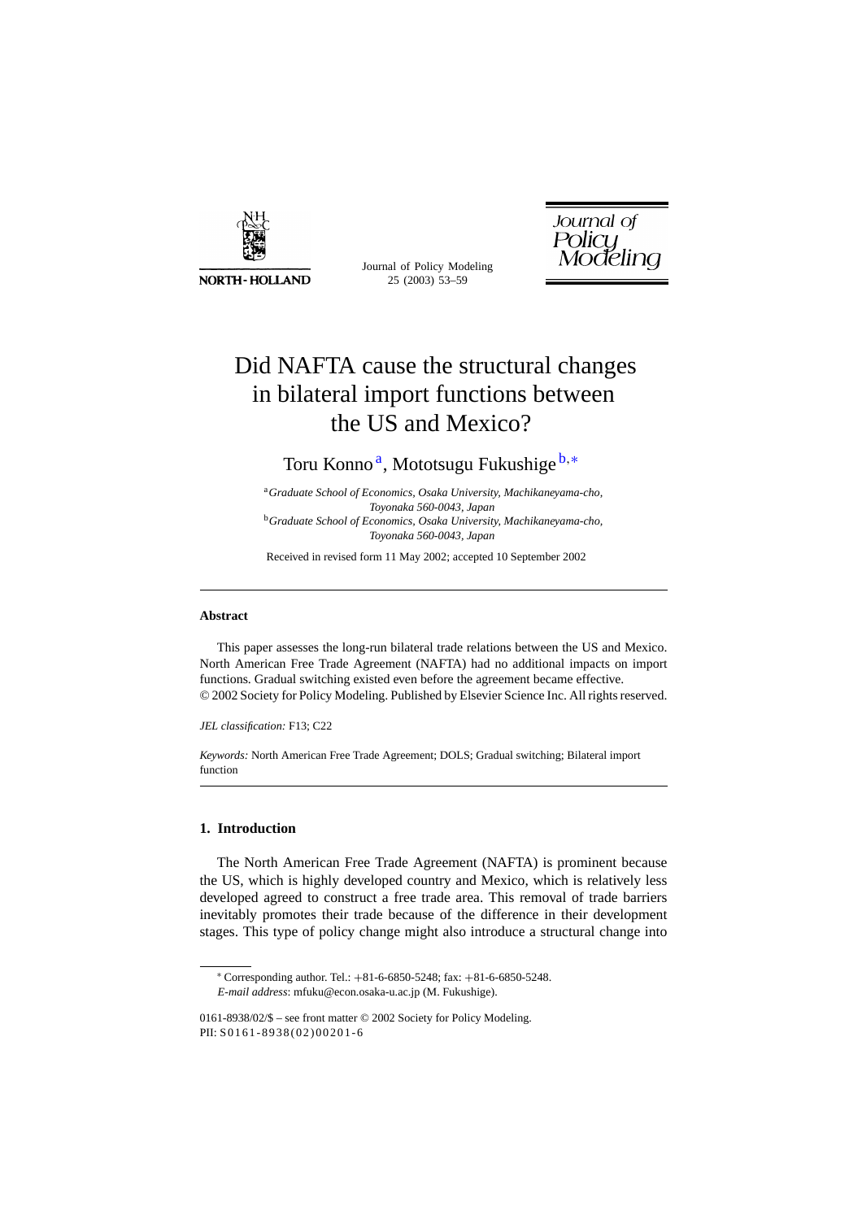# Did NAFTA cause the structural changes in bilateral import functions between the US and Mexico?

Toru Konno [a], Mototsugu Fukushige [b,*]

[a] *Graduate School of Economics, Osaka University, Machikaneyama-cho, Toyonaka 560-0043, Japan*
[b] *Graduate School of Economics, Osaka University, Machikaneyama-cho, Toyonaka 560-0043, Japan*

Received in revised form 11 May 2002; accepted 10 September 2002

## Abstract

This paper assesses the long-run bilateral trade relations between the US and Mexico. North American Free Trade Agreement (NAFTA) had no additional impacts on import functions. Gradual switching existed even before the agreement became effective.
© 2002 Society for Policy Modeling. Published by Elsevier Science Inc. All rights reserved.

*JEL classification:* F13; C22

*Keywords:* North American Free Trade Agreement; DOLS; Gradual switching; Bilateral import function

## 1. Introduction

The North American Free Trade Agreement (NAFTA) is prominent because the US, which is highly developed country and Mexico, which is relatively less developed agreed to construct a free trade area. This removal of trade barriers inevitably promotes their trade because of the difference in their development stages. This type of policy change might also introduce a structural change into

---

* Corresponding author. Tel.: +81-6-6850-5248; fax: +81-6-6850-5248.
*E-mail address*: mfuku@econ.osaka-u.ac.jp (M. Fukushige).

0161-8938/02/$ – see front matter © 2002 Society for Policy Modeling.
PII: S0161-8938(02)00201-6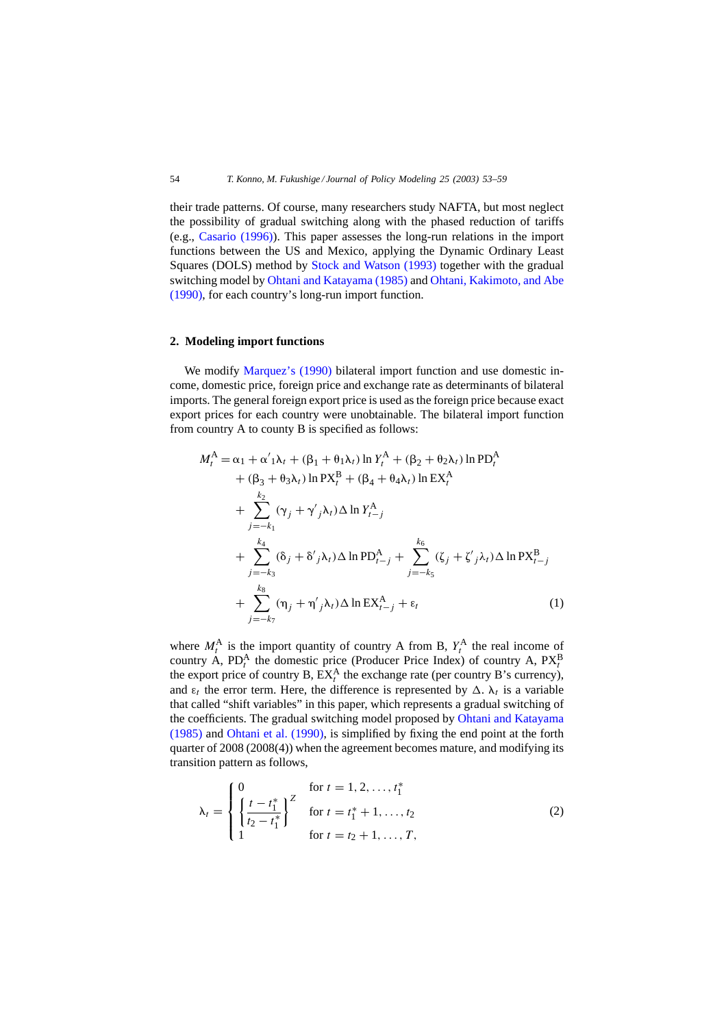their trade patterns. Of course, many researchers study NAFTA, but most neglect the possibility of gradual switching along with the phased reduction of tariffs (e.g., Casario (1996)). This paper assesses the long-run relations in the import functions between the US and Mexico, applying the Dynamic Ordinary Least Squares (DOLS) method by Stock and Watson (1993) together with the gradual switching model by Ohtani and Katayama (1985) and Ohtani, Kakimoto, and Abe (1990), for each country's long-run import function.

## 2. Modeling import functions

We modify Marquez's (1990) bilateral import function and use domestic income, domestic price, foreign price and exchange rate as determinants of bilateral imports. The general foreign export price is used as the foreign price because exact export prices for each country were unobtainable. The bilateral import function from country A to county B is specified as follows:

$$
\begin{aligned}
M_t^{\mathrm{A}} = {} & \alpha_1 + \alpha'_1\lambda_t + (\beta_1 + \theta_1\lambda_t)\ln Y_t^{\mathrm{A}} + (\beta_2 + \theta_2\lambda_t)\ln \mathrm{PD}_t^{\mathrm{A}} \\
& + (\beta_3 + \theta_3\lambda_t)\ln \mathrm{PX}_t^{\mathrm{B}} + (\beta_4 + \theta_4\lambda_t)\ln \mathrm{EX}_t^{\mathrm{A}} \\
& + \sum_{j=-k_1}^{k_2} (\gamma_j + \gamma'_j\lambda_t)\Delta \ln Y_{t-j}^{\mathrm{A}} \\
& + \sum_{j=-k_3}^{k_4} (\delta_j + \delta'_j\lambda_t)\Delta \ln \mathrm{PD}_{t-j}^{\mathrm{A}} + \sum_{j=-k_5}^{k_6} (\zeta_j + \zeta'_j\lambda_t)\Delta \ln \mathrm{PX}_{t-j}^{\mathrm{B}} \\
& + \sum_{j=-k_7}^{k_8} (\eta_j + \eta'_j\lambda_t)\Delta \ln \mathrm{EX}_{t-j}^{\mathrm{A}} + \varepsilon_t
\end{aligned}
\tag{1}
$$

where $M_t^{\mathrm{A}}$ is the import quantity of country A from B, $Y_t^{\mathrm{A}}$ the real income of country A, $\mathrm{PD}_t^{\mathrm{A}}$ the domestic price (Producer Price Index) of country A, $\mathrm{PX}_t^{\mathrm{B}}$ the export price of country B, $\mathrm{EX}_t^{\mathrm{A}}$ the exchange rate (per country B's currency), and $\varepsilon_t$ the error term. Here, the difference is represented by $\Delta$. $\lambda_t$ is a variable that called "shift variables" in this paper, which represents a gradual switching of the coefficients. The gradual switching model proposed by Ohtani and Katayama (1985) and Ohtani et al. (1990), is simplified by fixing the end point at the forth quarter of 2008 (2008(4)) when the agreement becomes mature, and modifying its transition pattern as follows,

$$
\lambda_t = \begin{cases} 0 & \text{for } t = 1, 2, \ldots, t_1^* \\ \left\{ \dfrac{t - t_1^*}{t_2 - t_1^*} \right\}^Z & \text{for } t = t_1^* + 1, \ldots, t_2 \\ 1 & \text{for } t = t_2 + 1, \ldots, T, \end{cases}
\tag{2}
$$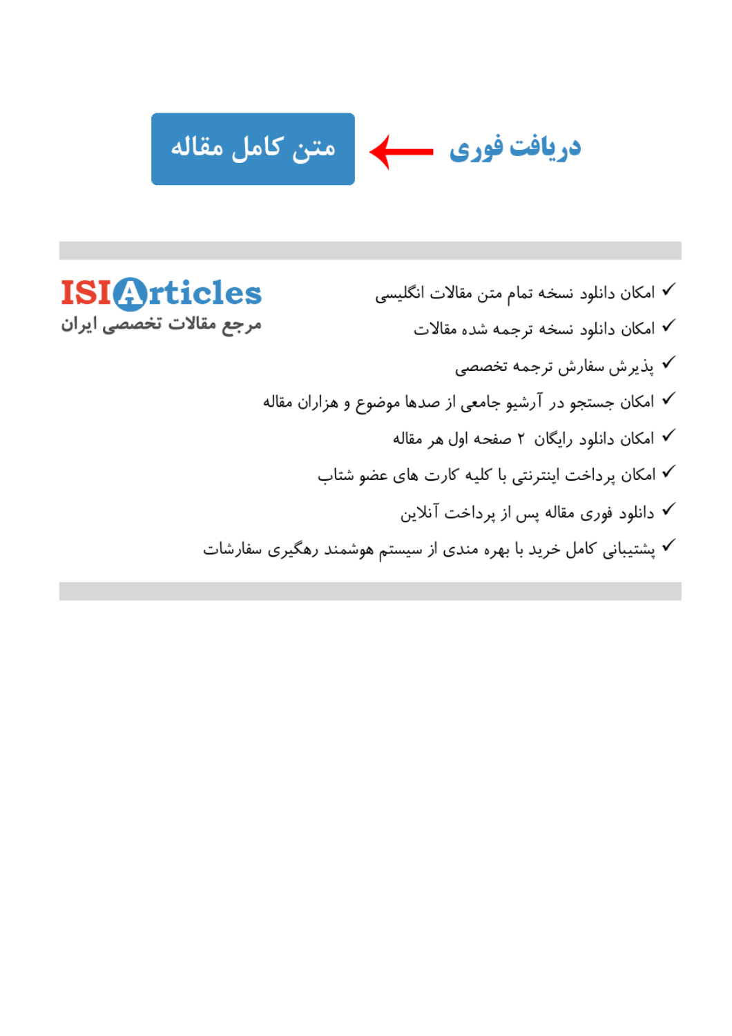دریافت فوری ← متن کامل مقاله

**ISIArticles**
مرجع مقالات تخصصی ایران

- ✓ امکان دانلود نسخه تمام متن مقالات انگلیسی
- ✓ امکان دانلود نسخه ترجمه شده مقالات
- ✓ پذیرش سفارش ترجمه تخصصی
- ✓ امکان جستجو در آرشیو جامعی از صدها موضوع و هزاران مقاله
- ✓ امکان دانلود رایگان ۲ صفحه اول هر مقاله
- ✓ امکان پرداخت اینترنتی با کلیه کارت های عضو شتاب
- ✓ دانلود فوری مقاله پس از پرداخت آنلاین
- ✓ پشتیبانی کامل خرید با بهره مندی از سیستم هوشمند رهگیری سفارشات